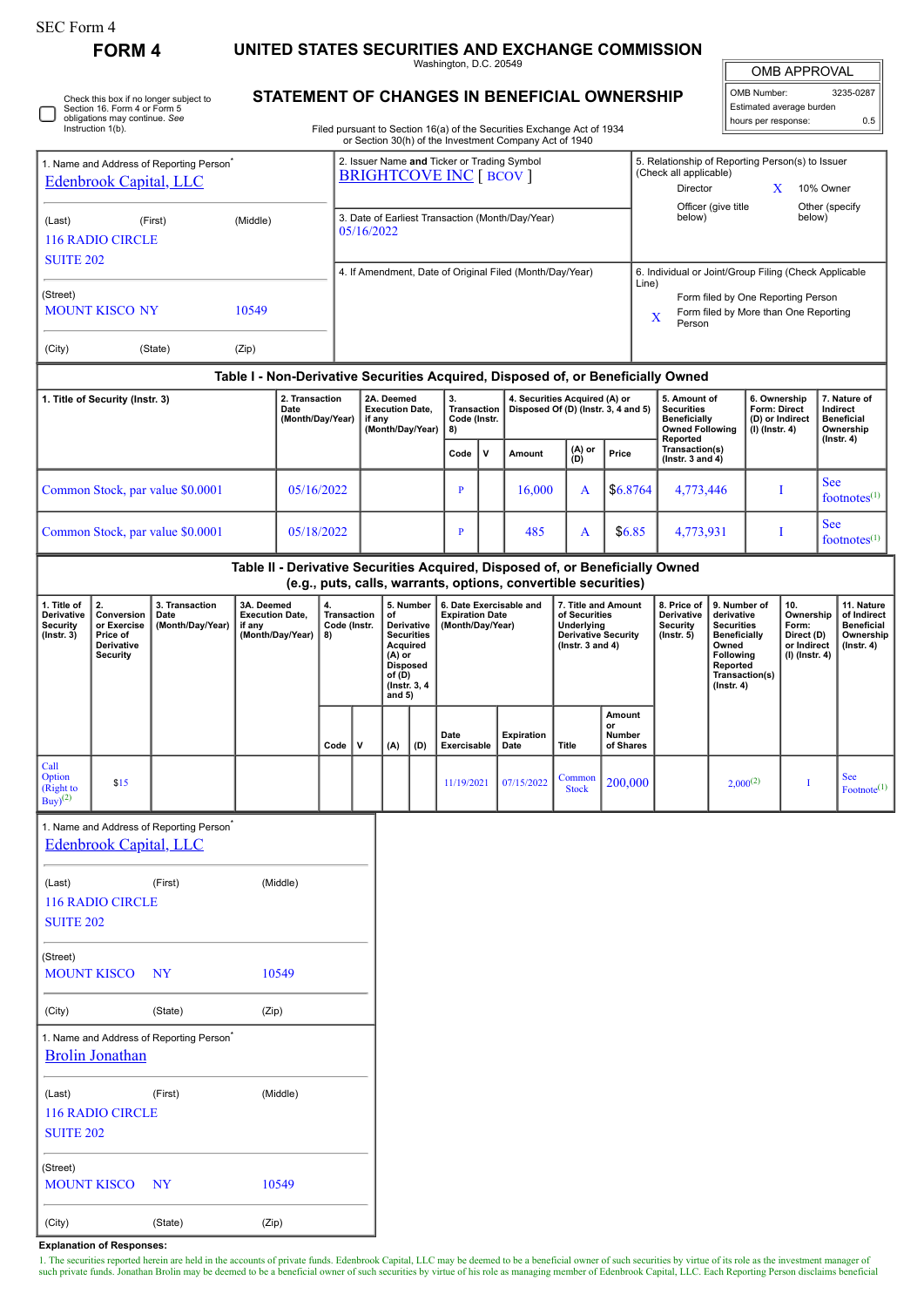SEC Form 4

# FORM 4

# UNITED STATES SECURITIES AND EXCHANGE COMMISSION

Washington, D.C. 20549

## STATEMENT OF CHANGES IN BENEFICIAL OWNERSHIP

Filed pursuant to Section 16(a) of the Securities Exchange Act of 1934 or Section 30(h) of the Investment Company Act of 1940

| OMB APPROVAL | |
|---|---|
| OMB Number: | 3235-0287 |
| Estimated average burden | |
| hours per response: | 0.5 |

☐ Check this box if no longer subject to Section 16. Form 4 or Form 5 obligations may continue. *See* Instruction 1(b).

1. Name and Address of Reporting Person*
Edenbrook Capital, LLC

(Last) (First) (Middle)
116 RADIO CIRCLE
SUITE 202

(Street)
MOUNT KISCO NY 10549

(City) (State) (Zip)

2. Issuer Name **and** Ticker or Trading Symbol
BRIGHTCOVE INC [ BCOV ]

3. Date of Earliest Transaction (Month/Day/Year)
05/16/2022

4. If Amendment, Date of Original Filed (Month/Day/Year)

5. Relationship of Reporting Person(s) to Issuer (Check all applicable)
Director
X 10% Owner
Officer (give title below)
Other (specify below)

6. Individual or Joint/Group Filing (Check Applicable Line)
Form filed by One Reporting Person
X Form filed by More than One Reporting Person

### Table I - Non-Derivative Securities Acquired, Disposed of, or Beneficially Owned

| 1. Title of Security (Instr. 3) | 2. Transaction Date (Month/Day/Year) | 2A. Deemed Execution Date, if any (Month/Day/Year) | 3. Transaction Code (Instr. 8) | | 4. Securities Acquired (A) or Disposed Of (D) (Instr. 3, 4 and 5) | | | 5. Amount of Securities Beneficially Owned Following Reported Transaction(s) (Instr. 3 and 4) | 6. Ownership Form: Direct (D) or Indirect (I) (Instr. 4) | 7. Nature of Indirect Beneficial Ownership (Instr. 4) |
|---|---|---|---|---|---|---|---|---|---|---|
| | | | Code | V | Amount | (A) or (D) | Price | | | |
| Common Stock, par value $0.0001 | 05/16/2022 | | P | | 16,000 | A | $6.8764 | 4,773,446 | I | See footnotes[(1)] |
| Common Stock, par value $0.0001 | 05/18/2022 | | P | | 485 | A | $6.85 | 4,773,931 | I | See footnotes[(1)] |

### Table II - Derivative Securities Acquired, Disposed of, or Beneficially Owned (e.g., puts, calls, warrants, options, convertible securities)

| 1. Title of Derivative Security (Instr. 3) | 2. Conversion or Exercise Price of Derivative Security | 3. Transaction Date (Month/Day/Year) | 3A. Deemed Execution Date, if any (Month/Day/Year) | 4. Transaction Code (Instr. 8) | | 5. Number of Derivative Securities Acquired (A) or Disposed of (D) (Instr. 3, 4 and 5) | | 6. Date Exercisable and Expiration Date (Month/Day/Year) | | 7. Title and Amount of Securities Underlying Derivative Security (Instr. 3 and 4) | | 8. Price of Derivative Security (Instr. 5) | 9. Number of derivative Securities Beneficially Owned Following Reported Transaction(s) (Instr. 4) | 10. Ownership Form: Direct (D) or Indirect (I) (Instr. 4) | 11. Nature of Indirect Beneficial Ownership (Instr. 4) |
|---|---|---|---|---|---|---|---|---|---|---|---|---|---|---|---|
| | | | | Code | V | (A) | (D) | Date Exercisable | Expiration Date | Title | Amount or Number of Shares | | | | |
| Call Option (Right to Buy)[(2)] | $15 | | | | | | | 11/19/2021 | 07/15/2022 | Common Stock | 200,000 | | 2,000[(2)] | I | See Footnote[(1)] |

1. Name and Address of Reporting Person*
Edenbrook Capital, LLC

(Last) (First) (Middle)
116 RADIO CIRCLE
SUITE 202

(Street)
MOUNT KISCO NY 10549

(City) (State) (Zip)

1. Name and Address of Reporting Person*
Brolin Jonathan

(Last) (First) (Middle)
116 RADIO CIRCLE
SUITE 202

(Street)
MOUNT KISCO NY 10549

(City) (State) (Zip)

**Explanation of Responses:**

1. The securities reported herein are held in the accounts of private funds. Edenbrook Capital, LLC may be deemed to be a beneficial owner of such securities by virtue of its role as the investment manager of such private funds. Jonathan Brolin may be deemed to be a beneficial owner of such securities by virtue of his role as managing member of Edenbrook Capital, LLC. Each Reporting Person disclaims beneficial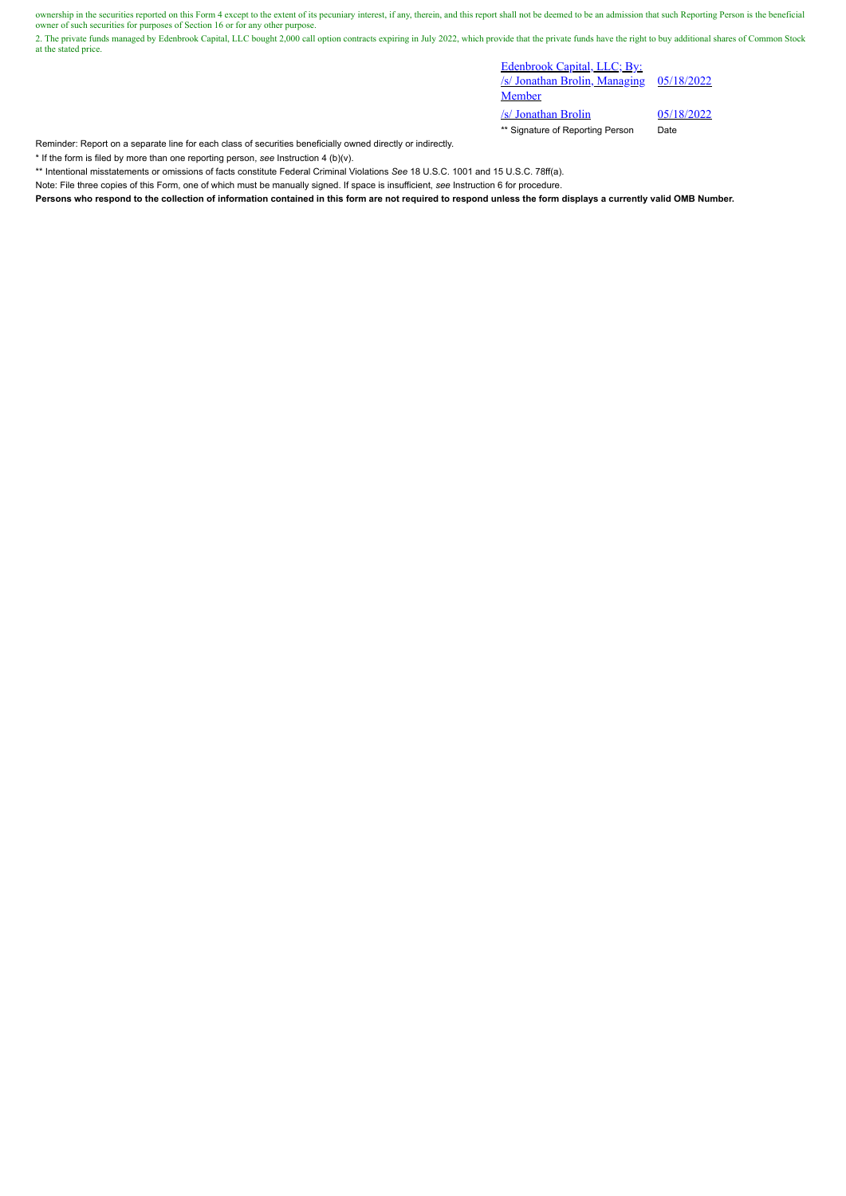ownership in the securities reported on this Form 4 except to the extent of its pecuniary interest, if any, therein, and this report shall not be deemed to be an admission that such Reporting Person is the beneficial owner of such securities for purposes of Section 16 or for any other purpose.

2. The private funds managed by Edenbrook Capital, LLC bought 2,000 call option contracts expiring in July 2022, which provide that the private funds have the right to buy additional shares of Common Stock at the stated price.

| | |
|---|---|
| Edenbrook Capital, LLC; By: /s/ Jonathan Brolin, Managing Member | 05/18/2022 |
| /s/ Jonathan Brolin | 05/18/2022 |
| ** Signature of Reporting Person | Date |

Reminder: Report on a separate line for each class of securities beneficially owned directly or indirectly.

* If the form is filed by more than one reporting person, *see* Instruction 4 (b)(v).

** Intentional misstatements or omissions of facts constitute Federal Criminal Violations *See* 18 U.S.C. 1001 and 15 U.S.C. 78ff(a).

Note: File three copies of this Form, one of which must be manually signed. If space is insufficient, *see* Instruction 6 for procedure.

**Persons who respond to the collection of information contained in this form are not required to respond unless the form displays a currently valid OMB Number.**